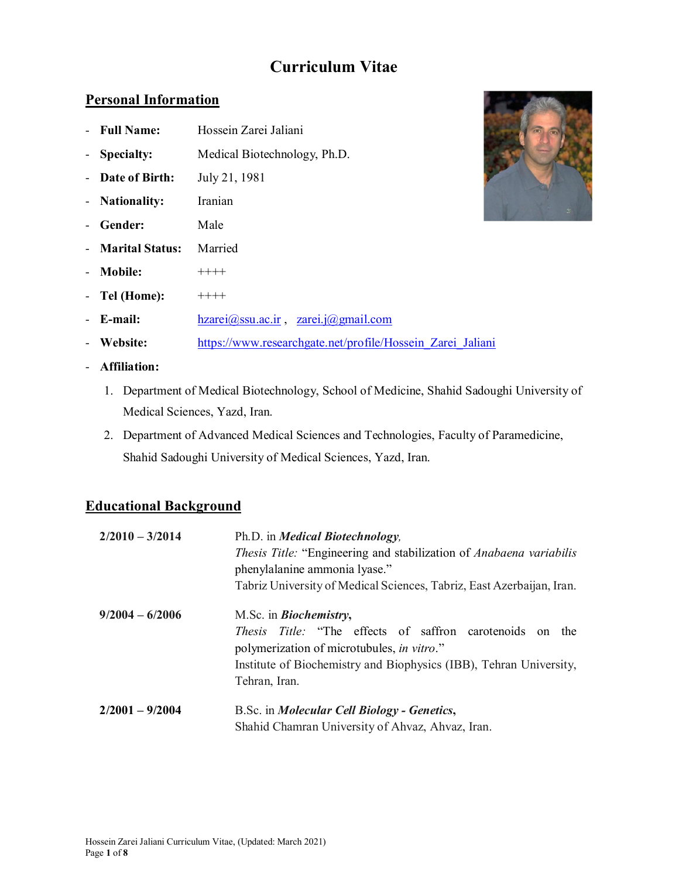# Curriculum Vitae

## Personal Information

- **Full Name:** Hossein Zarei Jaliani
- **Specialty:** Medical Biotechnology, Ph.D.
- **Date of Birth:** July 21, 1981
- **Nationality:** Iranian
- **Gender:** Male
- **Marital Status:** Married
- **Mobile:** ++++
- **Tel (Home):** ++++
- **E-mail:** hzarei@ssu.ac.ir , zarei.j@gmail.com
- **Website:** https://www.researchgate.net/profile/Hossein_Zarei_Jaliani
- **Affiliation:**
  1. Department of Medical Biotechnology, School of Medicine, Shahid Sadoughi University of Medical Sciences, Yazd, Iran.
  2. Department of Advanced Medical Sciences and Technologies, Faculty of Paramedicine, Shahid Sadoughi University of Medical Sciences, Yazd, Iran.

## Educational Background

**2/2010 – 3/2014**
Ph.D. in ***Medical Biotechnology,***
*Thesis Title:* "Engineering and stabilization of *Anabaena variabilis* phenylalanine ammonia lyase."
Tabriz University of Medical Sciences, Tabriz, East Azerbaijan, Iran.

**9/2004 – 6/2006**
M.Sc. in ***Biochemistry***,
*Thesis Title:* "The effects of saffron carotenoids on the polymerization of microtubules, *in vitro*."
Institute of Biochemistry and Biophysics (IBB), Tehran University, Tehran, Iran.

**2/2001 – 9/2004**
B.Sc. in ***Molecular Cell Biology - Genetics***,
Shahid Chamran University of Ahvaz, Ahvaz, Iran.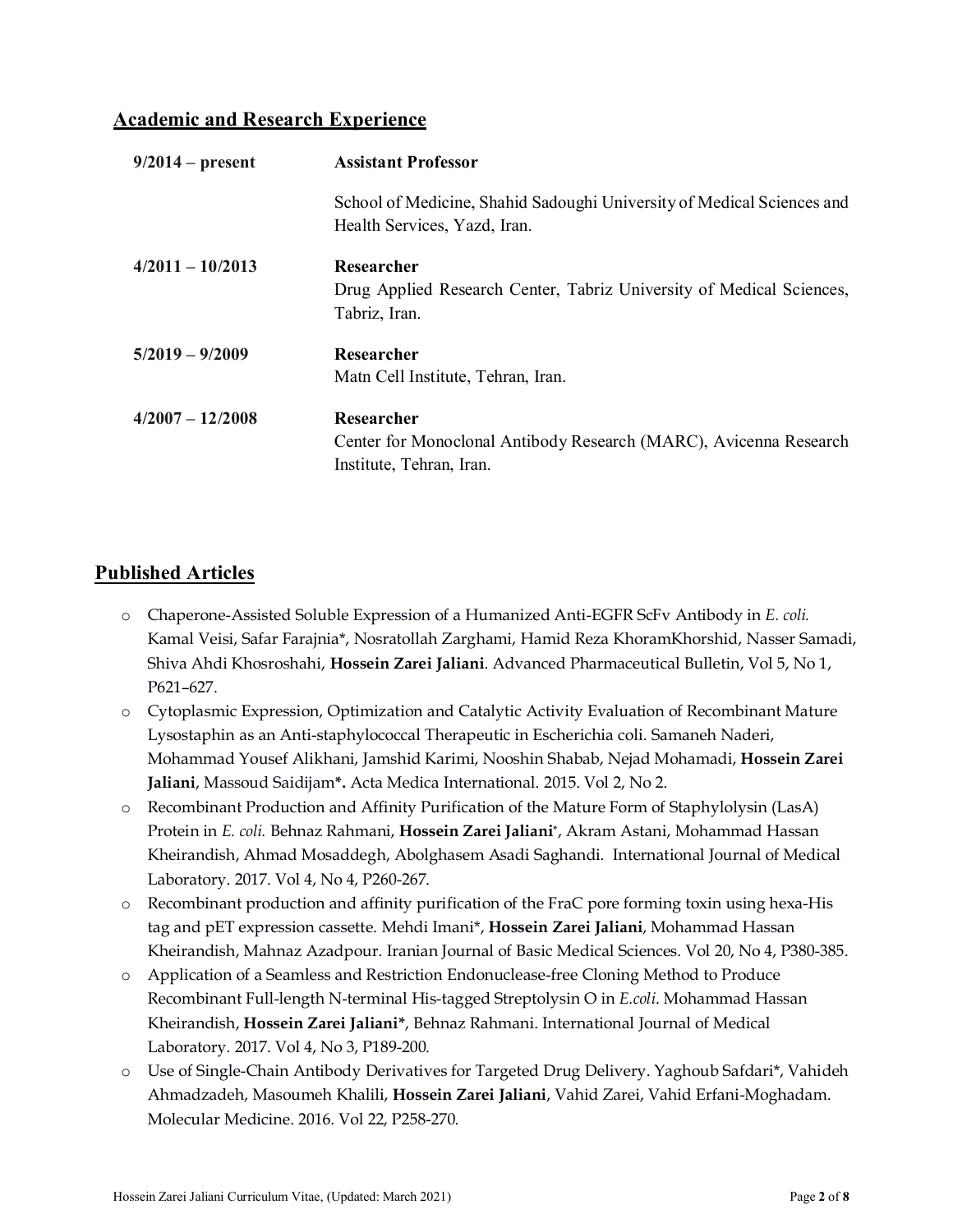## Academic and Research Experience

| | |
|---|---|
| **9/2014 – present** | **Assistant Professor** School of Medicine, Shahid Sadoughi University of Medical Sciences and Health Services, Yazd, Iran. |
| **4/2011 – 10/2013** | **Researcher** Drug Applied Research Center, Tabriz University of Medical Sciences, Tabriz, Iran. |
| **5/2019 – 9/2009** | **Researcher** Matn Cell Institute, Tehran, Iran. |
| **4/2007 – 12/2008** | **Researcher** Center for Monoclonal Antibody Research (MARC), Avicenna Research Institute, Tehran, Iran. |

## Published Articles

- Chaperone-Assisted Soluble Expression of a Humanized Anti-EGFR ScFv Antibody in *E. coli.* Kamal Veisi, Safar Farajnia*, Nosratollah Zarghami, Hamid Reza KhoramKhorshid, Nasser Samadi, Shiva Ahdi Khosroshahi, **Hossein Zarei Jaliani**. Advanced Pharmaceutical Bulletin, Vol 5, No 1, P621–627.
- Cytoplasmic Expression, Optimization and Catalytic Activity Evaluation of Recombinant Mature Lysostaphin as an Anti-staphylococcal Therapeutic in Escherichia coli. Samaneh Naderi, Mohammad Yousef Alikhani, Jamshid Karimi, Nooshin Shabab, Nejad Mohamadi, **Hossein Zarei Jaliani**, Massoud Saidijam**\*.** Acta Medica International. 2015. Vol 2, No 2.
- Recombinant Production and Affinity Purification of the Mature Form of Staphylolysin (LasA) Protein in *E. coli.* Behnaz Rahmani, **Hossein Zarei Jaliani***, Akram Astani, Mohammad Hassan Kheirandish, Ahmad Mosaddegh, Abolghasem Asadi Saghandi. International Journal of Medical Laboratory. 2017. Vol 4, No 4, P260-267.
- Recombinant production and affinity purification of the FraC pore forming toxin using hexa-His tag and pET expression cassette. Mehdi Imani*, **Hossein Zarei Jaliani**, Mohammad Hassan Kheirandish, Mahnaz Azadpour. Iranian Journal of Basic Medical Sciences. Vol 20, No 4, P380-385.
- Application of a Seamless and Restriction Endonuclease-free Cloning Method to Produce Recombinant Full-length N-terminal His-tagged Streptolysin O in *E.coli*. Mohammad Hassan Kheirandish, **Hossein Zarei Jaliani***, Behnaz Rahmani. International Journal of Medical Laboratory. 2017. Vol 4, No 3, P189-200.
- Use of Single-Chain Antibody Derivatives for Targeted Drug Delivery. Yaghoub Safdari*, Vahideh Ahmadzadeh, Masoumeh Khalili, **Hossein Zarei Jaliani**, Vahid Zarei, Vahid Erfani-Moghadam. Molecular Medicine. 2016. Vol 22, P258-270.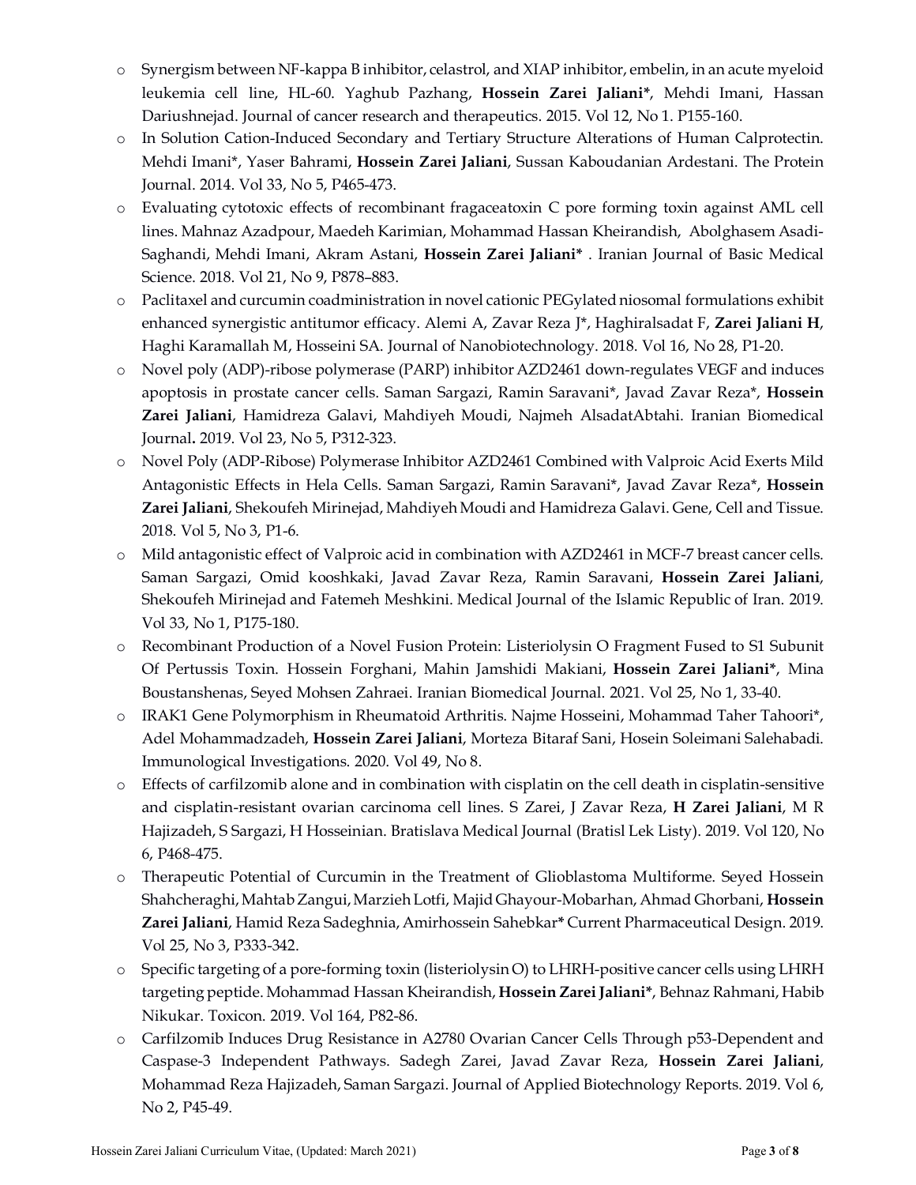- Synergism between NF-kappa B inhibitor, celastrol, and XIAP inhibitor, embelin, in an acute myeloid leukemia cell line, HL-60. Yaghub Pazhang, **Hossein Zarei Jaliani***, Mehdi Imani, Hassan Dariushnejad. Journal of cancer research and therapeutics. 2015. Vol 12, No 1. P155-160.
- In Solution Cation-Induced Secondary and Tertiary Structure Alterations of Human Calprotectin. Mehdi Imani*, Yaser Bahrami, **Hossein Zarei Jaliani**, Sussan Kaboudanian Ardestani. The Protein Journal. 2014. Vol 33, No 5, P465-473.
- Evaluating cytotoxic effects of recombinant fragaceatoxin C pore forming toxin against AML cell lines. Mahnaz Azadpour, Maedeh Karimian, Mohammad Hassan Kheirandish, Abolghasem Asadi-Saghandi, Mehdi Imani, Akram Astani, **Hossein Zarei Jaliani*** . Iranian Journal of Basic Medical Science. 2018. Vol 21, No 9, P878–883.
- Paclitaxel and curcumin coadministration in novel cationic PEGylated niosomal formulations exhibit enhanced synergistic antitumor efficacy. Alemi A, Zavar Reza J*, Haghiralsadat F, **Zarei Jaliani H**, Haghi Karamallah M, Hosseini SA. Journal of Nanobiotechnology. 2018. Vol 16, No 28, P1-20.
- Novel poly (ADP)-ribose polymerase (PARP) inhibitor AZD2461 down-regulates VEGF and induces apoptosis in prostate cancer cells. Saman Sargazi, Ramin Saravani*, Javad Zavar Reza*, **Hossein Zarei Jaliani**, Hamidreza Galavi, Mahdiyeh Moudi, Najmeh AlsadatAbtahi. Iranian Biomedical Journal**.** 2019. Vol 23, No 5, P312-323.
- Novel Poly (ADP-Ribose) Polymerase Inhibitor AZD2461 Combined with Valproic Acid Exerts Mild Antagonistic Effects in Hela Cells. Saman Sargazi, Ramin Saravani*, Javad Zavar Reza*, **Hossein Zarei Jaliani**, Shekoufeh Mirinejad, Mahdiyeh Moudi and Hamidreza Galavi. Gene, Cell and Tissue. 2018. Vol 5, No 3, P1-6.
- Mild antagonistic effect of Valproic acid in combination with AZD2461 in MCF-7 breast cancer cells. Saman Sargazi, Omid kooshkaki, Javad Zavar Reza, Ramin Saravani, **Hossein Zarei Jaliani**, Shekoufeh Mirinejad and Fatemeh Meshkini. Medical Journal of the Islamic Republic of Iran. 2019. Vol 33, No 1, P175-180.
- Recombinant Production of a Novel Fusion Protein: Listeriolysin O Fragment Fused to S1 Subunit Of Pertussis Toxin. Hossein Forghani, Mahin Jamshidi Makiani, **Hossein Zarei Jaliani***, Mina Boustanshenas, Seyed Mohsen Zahraei. Iranian Biomedical Journal. 2021. Vol 25, No 1, 33-40.
- IRAK1 Gene Polymorphism in Rheumatoid Arthritis. Najme Hosseini, Mohammad Taher Tahoori*, Adel Mohammadzadeh, **Hossein Zarei Jaliani**, Morteza Bitaraf Sani, Hosein Soleimani Salehabadi. Immunological Investigations. 2020. Vol 49, No 8.
- Effects of carfilzomib alone and in combination with cisplatin on the cell death in cisplatin-sensitive and cisplatin-resistant ovarian carcinoma cell lines. S Zarei, J Zavar Reza, **H Zarei Jaliani**, M R Hajizadeh, S Sargazi, H Hosseinian. Bratislava Medical Journal (Bratisl Lek Listy). 2019. Vol 120, No 6, P468-475.
- Therapeutic Potential of Curcumin in the Treatment of Glioblastoma Multiforme. Seyed Hossein Shahcheraghi, Mahtab Zangui, Marzieh Lotfi, Majid Ghayour-Mobarhan, Ahmad Ghorbani, **Hossein Zarei Jaliani**, Hamid Reza Sadeghnia, Amirhossein Sahebkar* Current Pharmaceutical Design. 2019. Vol 25, No 3, P333-342.
- Specific targeting of a pore-forming toxin (listeriolysin O) to LHRH-positive cancer cells using LHRH targeting peptide. Mohammad Hassan Kheirandish, **Hossein Zarei Jaliani***, Behnaz Rahmani, Habib Nikukar. Toxicon. 2019. Vol 164, P82-86.
- Carfilzomib Induces Drug Resistance in A2780 Ovarian Cancer Cells Through p53-Dependent and Caspase-3 Independent Pathways. Sadegh Zarei, Javad Zavar Reza, **Hossein Zarei Jaliani**, Mohammad Reza Hajizadeh, Saman Sargazi. Journal of Applied Biotechnology Reports. 2019. Vol 6, No 2, P45-49.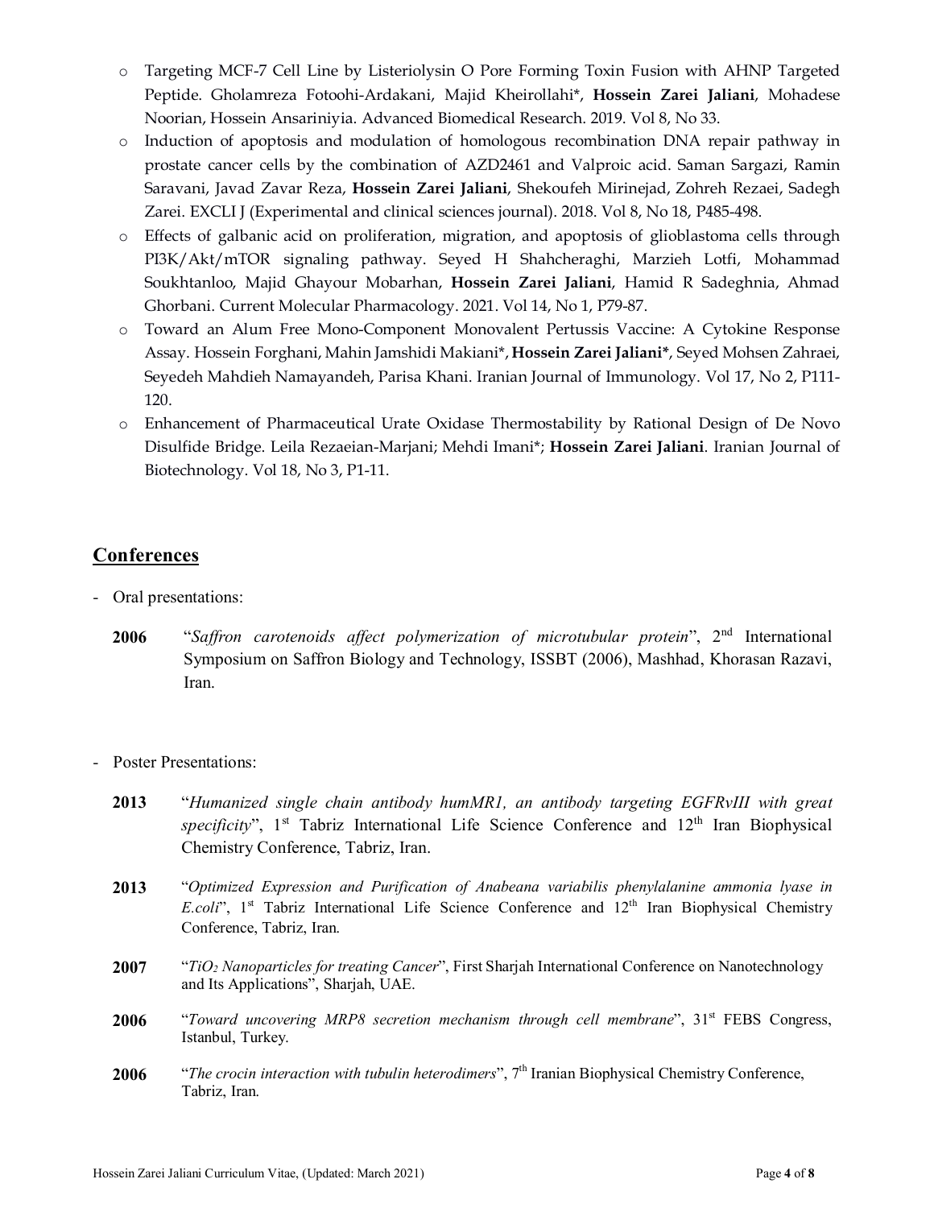- Targeting MCF-7 Cell Line by Listeriolysin O Pore Forming Toxin Fusion with AHNP Targeted Peptide. Gholamreza Fotoohi-Ardakani, Majid Kheirollahi*, **Hossein Zarei Jaliani**, Mohadese Noorian, Hossein Ansariniyia. Advanced Biomedical Research. 2019. Vol 8, No 33.
- Induction of apoptosis and modulation of homologous recombination DNA repair pathway in prostate cancer cells by the combination of AZD2461 and Valproic acid. Saman Sargazi, Ramin Saravani, Javad Zavar Reza, **Hossein Zarei Jaliani**, Shekoufeh Mirinejad, Zohreh Rezaei, Sadegh Zarei. EXCLI J (Experimental and clinical sciences journal). 2018. Vol 8, No 18, P485-498.
- Effects of galbanic acid on proliferation, migration, and apoptosis of glioblastoma cells through PI3K/Akt/mTOR signaling pathway. Seyed H Shahcheraghi, Marzieh Lotfi, Mohammad Soukhtanloo, Majid Ghayour Mobarhan, **Hossein Zarei Jaliani**, Hamid R Sadeghnia, Ahmad Ghorbani. Current Molecular Pharmacology. 2021. Vol 14, No 1, P79-87.
- Toward an Alum Free Mono-Component Monovalent Pertussis Vaccine: A Cytokine Response Assay. Hossein Forghani, Mahin Jamshidi Makiani*, **Hossein Zarei Jaliani***, Seyed Mohsen Zahraei, Seyedeh Mahdieh Namayandeh, Parisa Khani. Iranian Journal of Immunology. Vol 17, No 2, P111-120.
- Enhancement of Pharmaceutical Urate Oxidase Thermostability by Rational Design of De Novo Disulfide Bridge. Leila Rezaeian-Marjani; Mehdi Imani*; **Hossein Zarei Jaliani**. Iranian Journal of Biotechnology. Vol 18, No 3, P1-11.

## Conferences

- Oral presentations:

**2006** "*Saffron carotenoids affect polymerization of microtubular protein*", 2nd International Symposium on Saffron Biology and Technology, ISSBT (2006), Mashhad, Khorasan Razavi, Iran.

- Poster Presentations:

**2013** "*Humanized single chain antibody humMR1, an antibody targeting EGFRvIII with great specificity*", 1st Tabriz International Life Science Conference and 12th Iran Biophysical Chemistry Conference, Tabriz, Iran.

**2013** "*Optimized Expression and Purification of Anabeana variabilis phenylalanine ammonia lyase in E.coli*", 1st Tabriz International Life Science Conference and 12th Iran Biophysical Chemistry Conference, Tabriz, Iran.

**2007** "*$TiO_2$ Nanoparticles for treating Cancer*", First Sharjah International Conference on Nanotechnology and Its Applications", Sharjah, UAE.

**2006** "*Toward uncovering MRP8 secretion mechanism through cell membrane*", 31st FEBS Congress, Istanbul, Turkey.

**2006** "*The crocin interaction with tubulin heterodimers*", 7th Iranian Biophysical Chemistry Conference, Tabriz, Iran.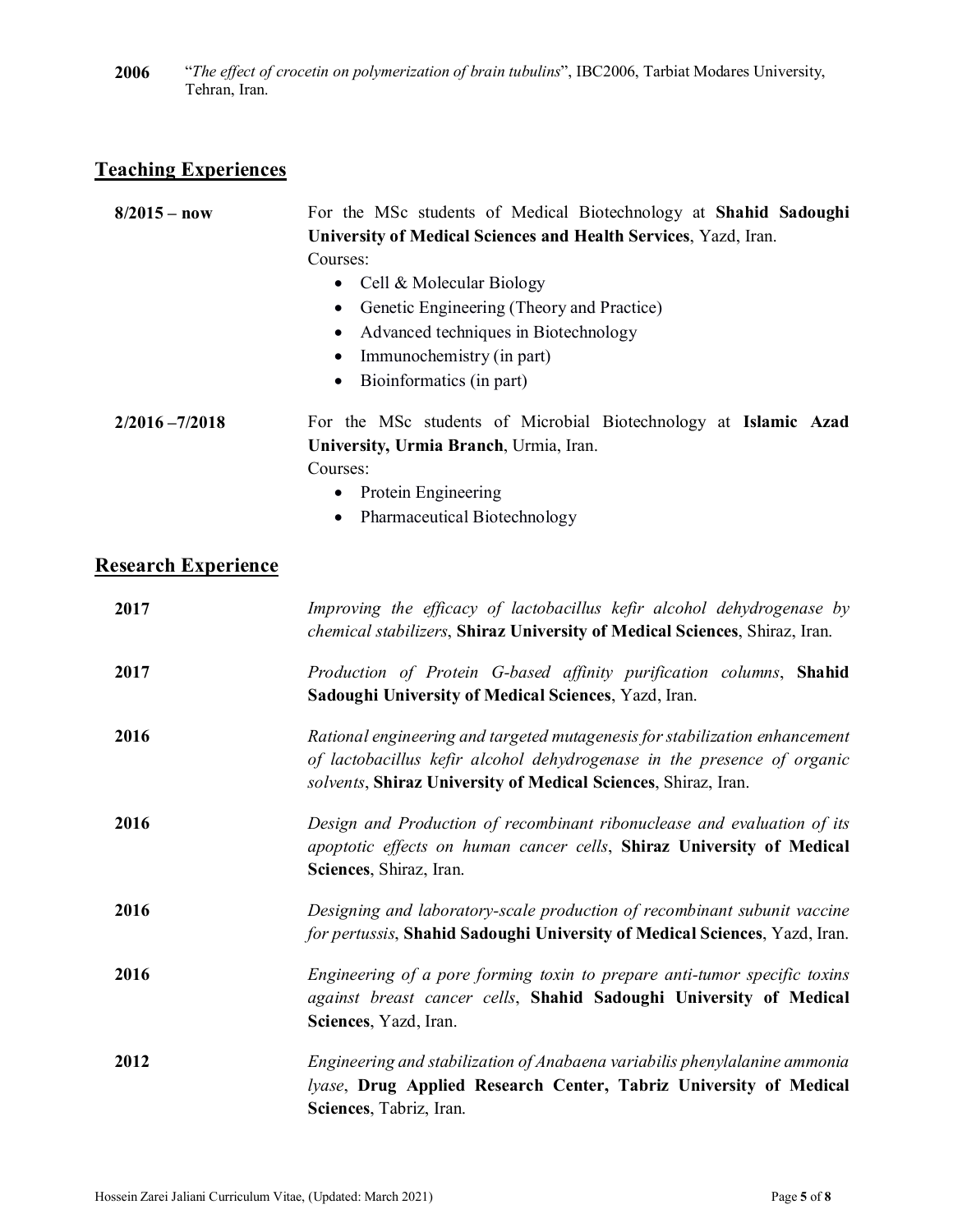**2006** "*The effect of crocetin on polymerization of brain tubulins*", IBC2006, Tarbiat Modares University, Tehran, Iran.

## Teaching Experiences

**8/2015 – now** For the MSc students of Medical Biotechnology at **Shahid Sadoughi University of Medical Sciences and Health Services**, Yazd, Iran.
Courses:

- Cell & Molecular Biology
- Genetic Engineering (Theory and Practice)
- Advanced techniques in Biotechnology
- Immunochemistry (in part)
- Bioinformatics (in part)

**2/2016 –7/2018** For the MSc students of Microbial Biotechnology at **Islamic Azad University, Urmia Branch**, Urmia, Iran.
Courses:

- Protein Engineering
- Pharmaceutical Biotechnology

## Research Experience

**2017** *Improving the efficacy of lactobacillus kefir alcohol dehydrogenase by chemical stabilizers*, **Shiraz University of Medical Sciences**, Shiraz, Iran.

**2017** *Production of Protein G-based affinity purification columns*, **Shahid Sadoughi University of Medical Sciences**, Yazd, Iran.

**2016** *Rational engineering and targeted mutagenesis for stabilization enhancement of lactobacillus kefir alcohol dehydrogenase in the presence of organic solvents*, **Shiraz University of Medical Sciences**, Shiraz, Iran.

**2016** *Design and Production of recombinant ribonuclease and evaluation of its apoptotic effects on human cancer cells*, **Shiraz University of Medical Sciences**, Shiraz, Iran.

**2016** *Designing and laboratory-scale production of recombinant subunit vaccine for pertussis*, **Shahid Sadoughi University of Medical Sciences**, Yazd, Iran.

**2016** *Engineering of a pore forming toxin to prepare anti-tumor specific toxins against breast cancer cells*, **Shahid Sadoughi University of Medical Sciences**, Yazd, Iran.

**2012** *Engineering and stabilization of Anabaena variabilis phenylalanine ammonia lyase*, **Drug Applied Research Center, Tabriz University of Medical Sciences**, Tabriz, Iran.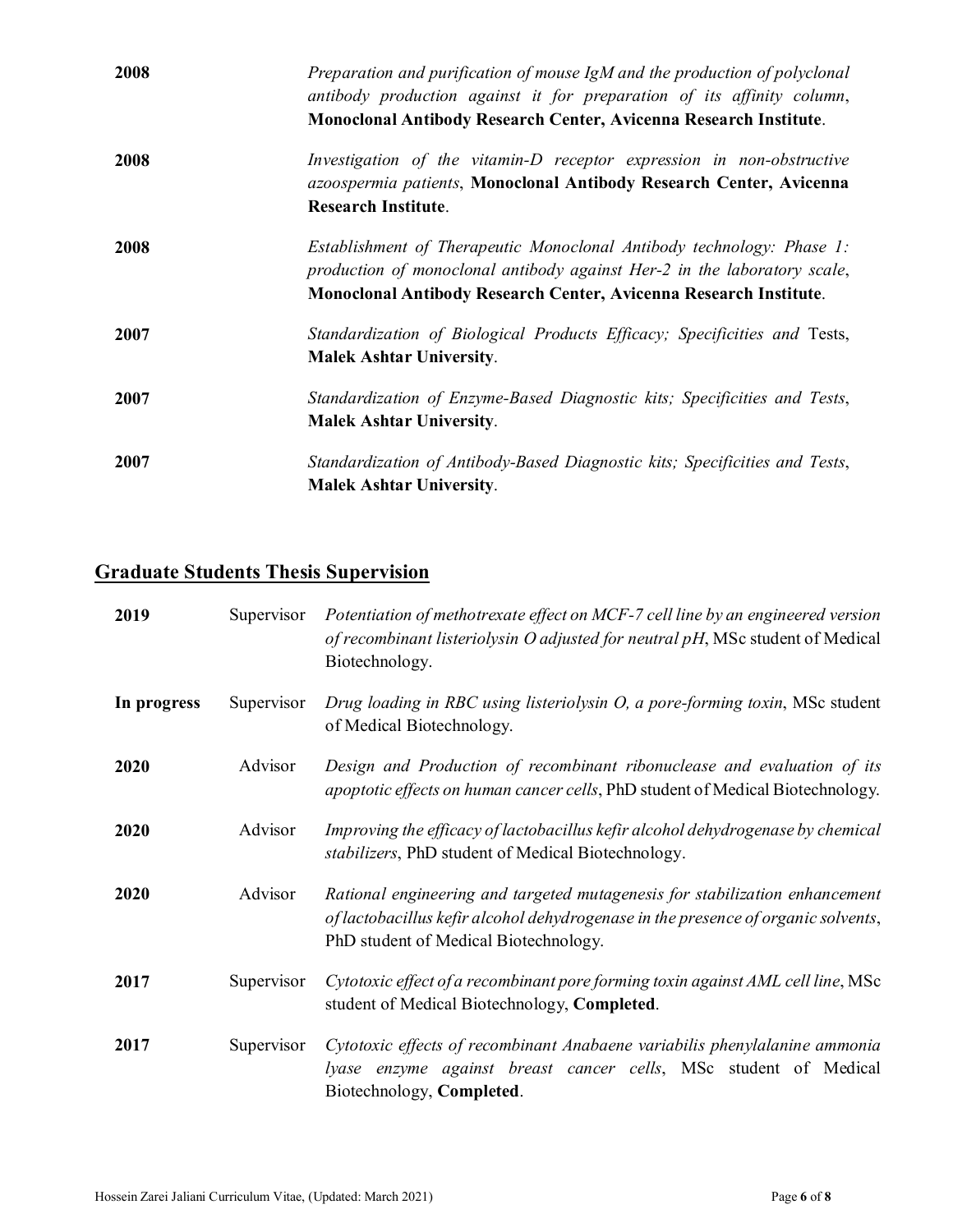| | |
|---|---|
| **2008** | *Preparation and purification of mouse IgM and the production of polyclonal antibody production against it for preparation of its affinity column*, **Monoclonal Antibody Research Center, Avicenna Research Institute**. |
| **2008** | *Investigation of the vitamin-D receptor expression in non-obstructive azoospermia patients*, **Monoclonal Antibody Research Center, Avicenna Research Institute**. |
| **2008** | *Establishment of Therapeutic Monoclonal Antibody technology: Phase 1: production of monoclonal antibody against Her-2 in the laboratory scale*, **Monoclonal Antibody Research Center, Avicenna Research Institute**. |
| **2007** | *Standardization of Biological Products Efficacy; Specificities and* Tests, **Malek Ashtar University**. |
| **2007** | *Standardization of Enzyme-Based Diagnostic kits; Specificities and Tests*, **Malek Ashtar University**. |
| **2007** | *Standardization of Antibody-Based Diagnostic kits; Specificities and Tests*, **Malek Ashtar University**. |

## Graduate Students Thesis Supervision

| | | |
|---|---|---|
| **2019** | Supervisor | *Potentiation of methotrexate effect on MCF-7 cell line by an engineered version of recombinant listeriolysin O adjusted for neutral pH*, MSc student of Medical Biotechnology. |
| **In progress** | Supervisor | *Drug loading in RBC using listeriolysin O, a pore-forming toxin*, MSc student of Medical Biotechnology. |
| **2020** | Advisor | *Design and Production of recombinant ribonuclease and evaluation of its apoptotic effects on human cancer cells*, PhD student of Medical Biotechnology. |
| **2020** | Advisor | *Improving the efficacy of lactobacillus kefir alcohol dehydrogenase by chemical stabilizers*, PhD student of Medical Biotechnology. |
| **2020** | Advisor | *Rational engineering and targeted mutagenesis for stabilization enhancement of lactobacillus kefir alcohol dehydrogenase in the presence of organic solvents*, PhD student of Medical Biotechnology. |
| **2017** | Supervisor | *Cytotoxic effect of a recombinant pore forming toxin against AML cell line*, MSc student of Medical Biotechnology, **Completed**. |
| **2017** | Supervisor | *Cytotoxic effects of recombinant Anabaene variabilis phenylalanine ammonia lyase enzyme against breast cancer cells*, MSc student of Medical Biotechnology, **Completed**. |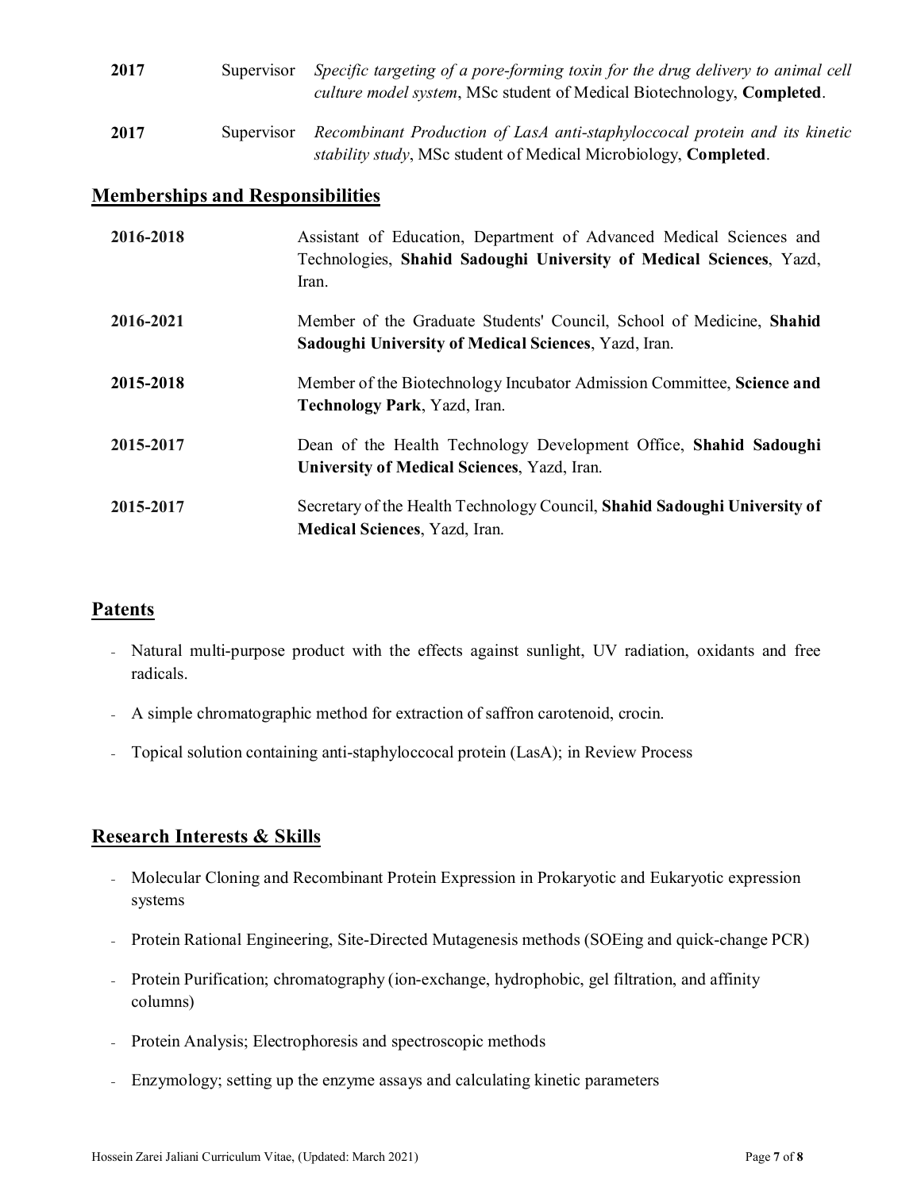| | | |
|---|---|---|
| **2017** | Supervisor | *Specific targeting of a pore-forming toxin for the drug delivery to animal cell culture model system*, MSc student of Medical Biotechnology, **Completed**. |
| **2017** | Supervisor | *Recombinant Production of LasA anti-staphyloccocal protein and its kinetic stability study*, MSc student of Medical Microbiology, **Completed**. |

## Memberships and Responsibilities

| | |
|---|---|
| **2016-2018** | Assistant of Education, Department of Advanced Medical Sciences and Technologies, **Shahid Sadoughi University of Medical Sciences**, Yazd, Iran. |
| **2016-2021** | Member of the Graduate Students' Council, School of Medicine, **Shahid Sadoughi University of Medical Sciences**, Yazd, Iran. |
| **2015-2018** | Member of the Biotechnology Incubator Admission Committee, **Science and Technology Park**, Yazd, Iran. |
| **2015-2017** | Dean of the Health Technology Development Office, **Shahid Sadoughi University of Medical Sciences**, Yazd, Iran. |
| **2015-2017** | Secretary of the Health Technology Council, **Shahid Sadoughi University of Medical Sciences**, Yazd, Iran. |

## Patents

- Natural multi-purpose product with the effects against sunlight, UV radiation, oxidants and free radicals.
- A simple chromatographic method for extraction of saffron carotenoid, crocin.
- Topical solution containing anti-staphyloccocal protein (LasA); in Review Process

## Research Interests & Skills

- Molecular Cloning and Recombinant Protein Expression in Prokaryotic and Eukaryotic expression systems
- Protein Rational Engineering, Site-Directed Mutagenesis methods (SOEing and quick-change PCR)
- Protein Purification; chromatography (ion-exchange, hydrophobic, gel filtration, and affinity columns)
- Protein Analysis; Electrophoresis and spectroscopic methods
- Enzymology; setting up the enzyme assays and calculating kinetic parameters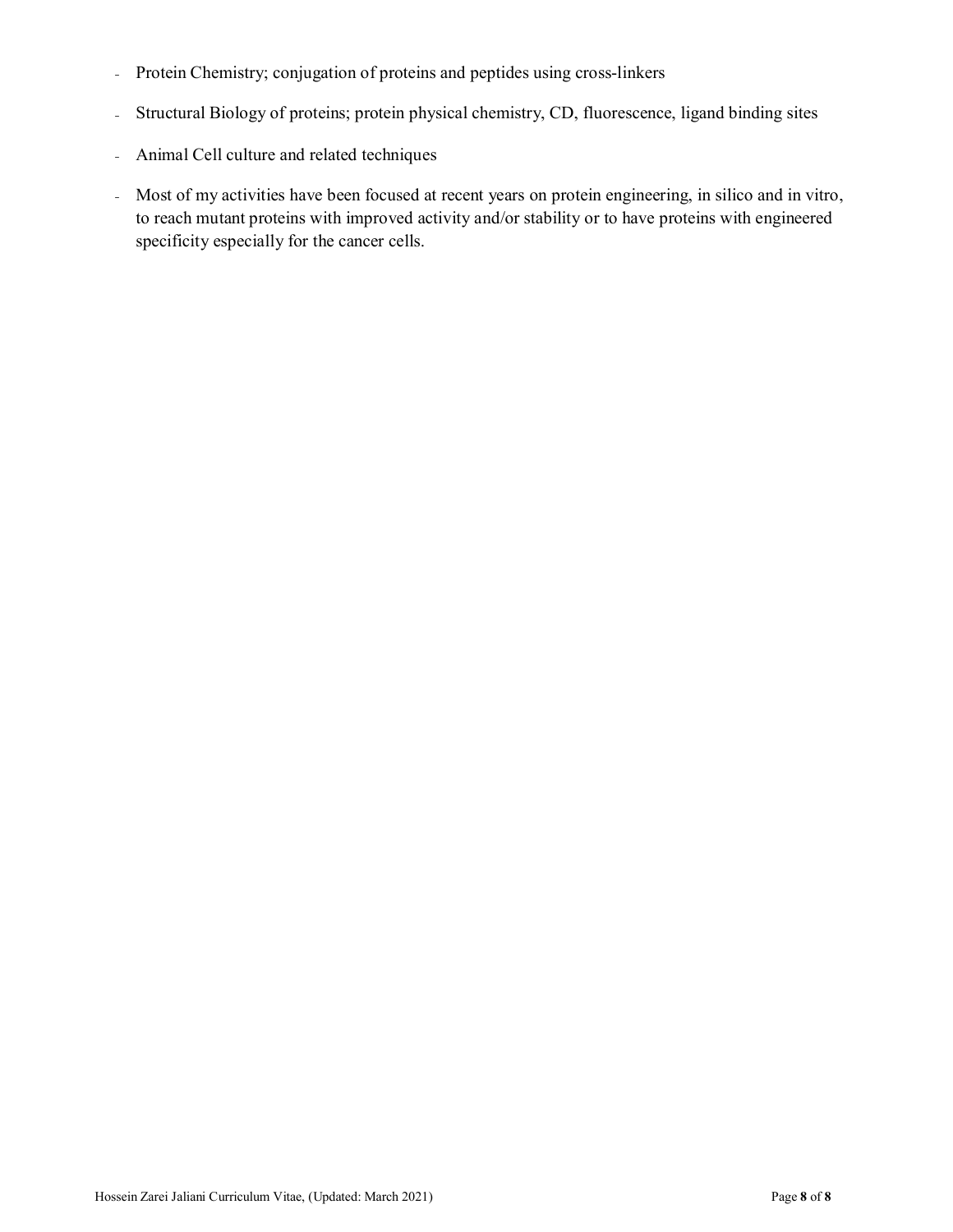- Protein Chemistry; conjugation of proteins and peptides using cross-linkers
- Structural Biology of proteins; protein physical chemistry, CD, fluorescence, ligand binding sites
- Animal Cell culture and related techniques
- Most of my activities have been focused at recent years on protein engineering, in silico and in vitro, to reach mutant proteins with improved activity and/or stability or to have proteins with engineered specificity especially for the cancer cells.